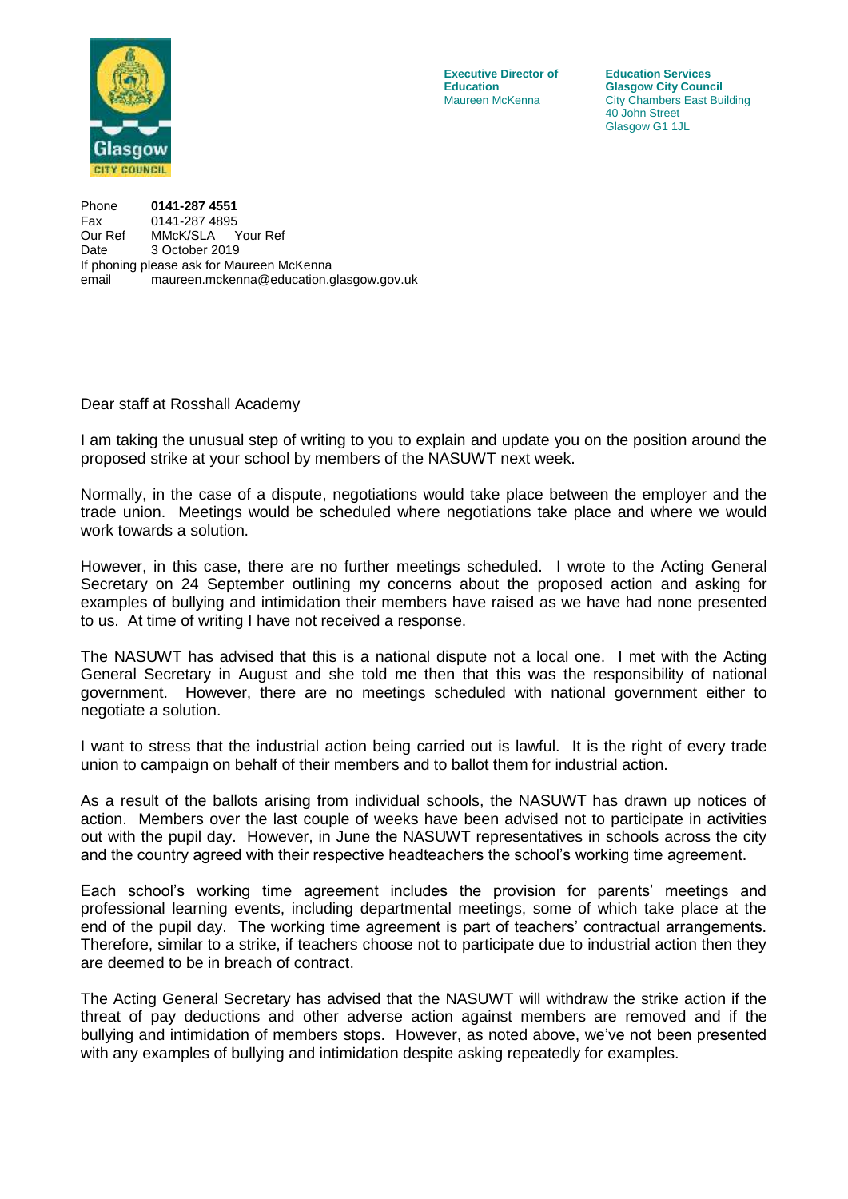**Executive Director of Education**
Maureen McKenna

**Education Services**
**Glasgow City Council**
City Chambers East Building
40 John Street
Glasgow G1 1JL

Phone **0141-287 4551**
Fax 0141-287 4895
Our Ref MMcK/SLA Your Ref
Date 3 October 2019
If phoning please ask for Maureen McKenna
email maureen.mckenna@education.glasgow.gov.uk

Dear staff at Rosshall Academy

I am taking the unusual step of writing to you to explain and update you on the position around the proposed strike at your school by members of the NASUWT next week.

Normally, in the case of a dispute, negotiations would take place between the employer and the trade union. Meetings would be scheduled where negotiations take place and where we would work towards a solution.

However, in this case, there are no further meetings scheduled. I wrote to the Acting General Secretary on 24 September outlining my concerns about the proposed action and asking for examples of bullying and intimidation their members have raised as we have had none presented to us. At time of writing I have not received a response.

The NASUWT has advised that this is a national dispute not a local one. I met with the Acting General Secretary in August and she told me then that this was the responsibility of national government. However, there are no meetings scheduled with national government either to negotiate a solution.

I want to stress that the industrial action being carried out is lawful. It is the right of every trade union to campaign on behalf of their members and to ballot them for industrial action.

As a result of the ballots arising from individual schools, the NASUWT has drawn up notices of action. Members over the last couple of weeks have been advised not to participate in activities out with the pupil day. However, in June the NASUWT representatives in schools across the city and the country agreed with their respective headteachers the school's working time agreement.

Each school's working time agreement includes the provision for parents' meetings and professional learning events, including departmental meetings, some of which take place at the end of the pupil day. The working time agreement is part of teachers' contractual arrangements. Therefore, similar to a strike, if teachers choose not to participate due to industrial action then they are deemed to be in breach of contract.

The Acting General Secretary has advised that the NASUWT will withdraw the strike action if the threat of pay deductions and other adverse action against members are removed and if the bullying and intimidation of members stops. However, as noted above, we've not been presented with any examples of bullying and intimidation despite asking repeatedly for examples.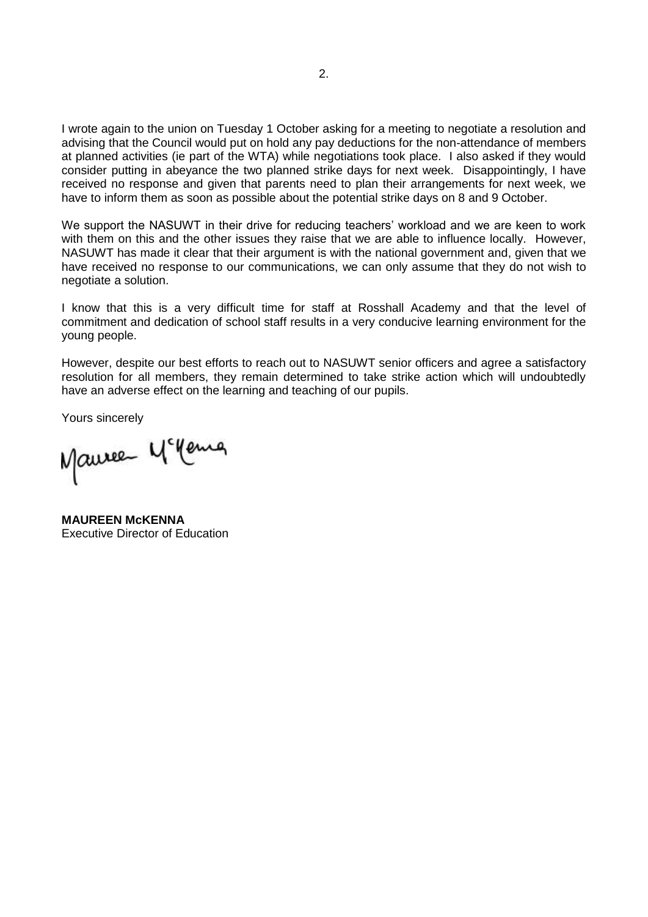I wrote again to the union on Tuesday 1 October asking for a meeting to negotiate a resolution and advising that the Council would put on hold any pay deductions for the non-attendance of members at planned activities (ie part of the WTA) while negotiations took place. I also asked if they would consider putting in abeyance the two planned strike days for next week. Disappointingly, I have received no response and given that parents need to plan their arrangements for next week, we have to inform them as soon as possible about the potential strike days on 8 and 9 October.

We support the NASUWT in their drive for reducing teachers' workload and we are keen to work with them on this and the other issues they raise that we are able to influence locally. However, NASUWT has made it clear that their argument is with the national government and, given that we have received no response to our communications, we can only assume that they do not wish to negotiate a solution.

I know that this is a very difficult time for staff at Rosshall Academy and that the level of commitment and dedication of school staff results in a very conducive learning environment for the young people.

However, despite our best efforts to reach out to NASUWT senior officers and agree a satisfactory resolution for all members, they remain determined to take strike action which will undoubtedly have an adverse effect on the learning and teaching of our pupils.

Yours sincerely

Maureen McKenna

**MAUREEN McKENNA**
Executive Director of Education